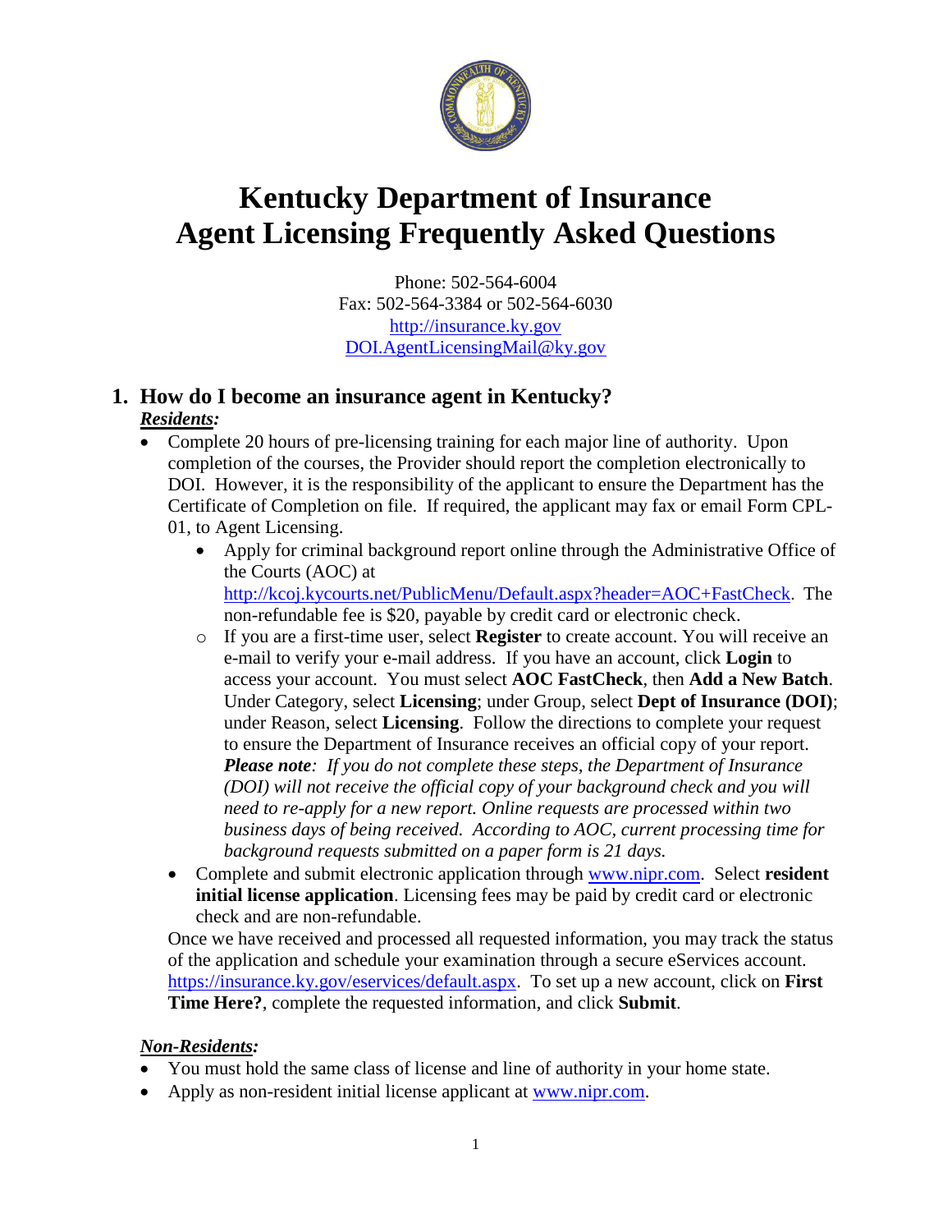# Kentucky Department of Insurance
# Agent Licensing Frequently Asked Questions

Phone: 502-564-6004
Fax: 502-564-3384 or 502-564-6030
http://insurance.ky.gov
DOI.AgentLicensingMail@ky.gov

## 1. How do I become an insurance agent in Kentucky?

***Residents:***

- Complete 20 hours of pre-licensing training for each major line of authority. Upon completion of the courses, the Provider should report the completion electronically to DOI. However, it is the responsibility of the applicant to ensure the Department has the Certificate of Completion on file. If required, the applicant may fax or email Form CPL-01, to Agent Licensing.
  - Apply for criminal background report online through the Administrative Office of the Courts (AOC) at http://kcoj.kycourts.net/PublicMenu/Default.aspx?header=AOC+FastCheck. The non-refundable fee is $20, payable by credit card or electronic check.
    - If you are a first-time user, select **Register** to create account. You will receive an e-mail to verify your e-mail address. If you have an account, click **Login** to access your account. You must select **AOC FastCheck**, then **Add a New Batch**. Under Category, select **Licensing**; under Group, select **Dept of Insurance (DOI)**; under Reason, select **Licensing**. Follow the directions to complete your request to ensure the Department of Insurance receives an official copy of your report. ***Please note****: If you do not complete these steps, the Department of Insurance (DOI) will not receive the official copy of your background check and you will need to re-apply for a new report. Online requests are processed within two business days of being received. According to AOC, current processing time for background requests submitted on a paper form is 21 days.*
  - Complete and submit electronic application through www.nipr.com. Select **resident initial license application**. Licensing fees may be paid by credit card or electronic check and are non-refundable.

  Once we have received and processed all requested information, you may track the status of the application and schedule your examination through a secure eServices account. https://insurance.ky.gov/eservices/default.aspx. To set up a new account, click on **First Time Here?**, complete the requested information, and click **Submit**.

***Non-Residents:***

- You must hold the same class of license and line of authority in your home state.
- Apply as non-resident initial license applicant at www.nipr.com.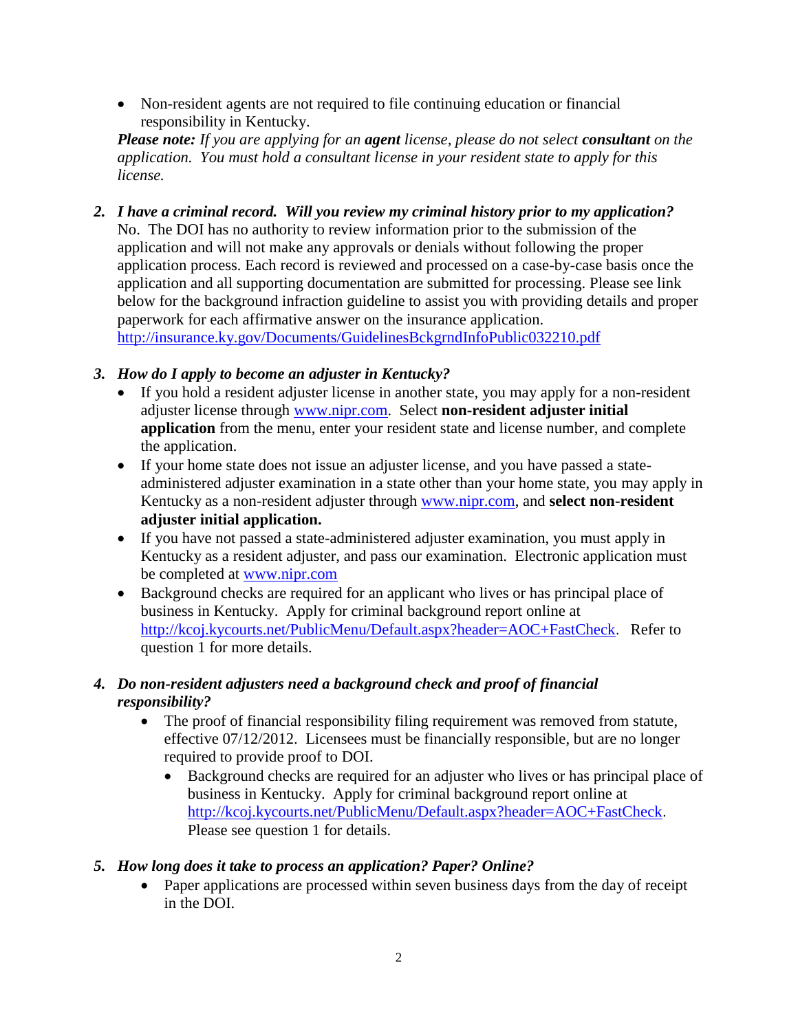- Non-resident agents are not required to file continuing education or financial responsibility in Kentucky.

***Please note:*** *If you are applying for an* ***agent*** *license, please do not select* ***consultant*** *on the application. You must hold a consultant license in your resident state to apply for this license.*

2. ***I have a criminal record. Will you review my criminal history prior to my application?***
   No. The DOI has no authority to review information prior to the submission of the application and will not make any approvals or denials without following the proper application process. Each record is reviewed and processed on a case-by-case basis once the application and all supporting documentation are submitted for processing. Please see link below for the background infraction guideline to assist you with providing details and proper paperwork for each affirmative answer on the insurance application.
   http://insurance.ky.gov/Documents/GuidelinesBckgrndInfoPublic032210.pdf

3. ***How do I apply to become an adjuster in Kentucky?***
   - If you hold a resident adjuster license in another state, you may apply for a non-resident adjuster license through www.nipr.com. Select **non-resident adjuster initial application** from the menu, enter your resident state and license number, and complete the application.
   - If your home state does not issue an adjuster license, and you have passed a state-administered adjuster examination in a state other than your home state, you may apply in Kentucky as a non-resident adjuster through www.nipr.com, and **select non-resident adjuster initial application.**
   - If you have not passed a state-administered adjuster examination, you must apply in Kentucky as a resident adjuster, and pass our examination. Electronic application must be completed at www.nipr.com
   - Background checks are required for an applicant who lives or has principal place of business in Kentucky. Apply for criminal background report online at http://kcoj.kycourts.net/PublicMenu/Default.aspx?header=AOC+FastCheck. Refer to question 1 for more details.

4. ***Do non-resident adjusters need a background check and proof of financial responsibility?***
   - The proof of financial responsibility filing requirement was removed from statute, effective 07/12/2012. Licensees must be financially responsible, but are no longer required to provide proof to DOI.
     - Background checks are required for an adjuster who lives or has principal place of business in Kentucky. Apply for criminal background report online at http://kcoj.kycourts.net/PublicMenu/Default.aspx?header=AOC+FastCheck. Please see question 1 for details.

5. ***How long does it take to process an application? Paper? Online?***
   - Paper applications are processed within seven business days from the day of receipt in the DOI.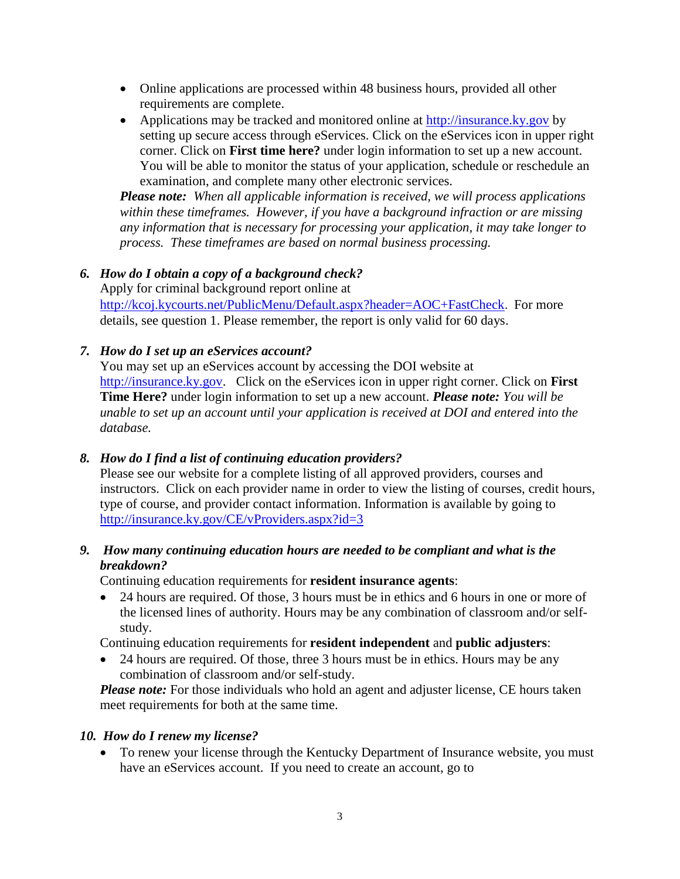- Online applications are processed within 48 business hours, provided all other requirements are complete.
- Applications may be tracked and monitored online at http://insurance.ky.gov by setting up secure access through eServices. Click on the eServices icon in upper right corner. Click on **First time here?** under login information to set up a new account. You will be able to monitor the status of your application, schedule or reschedule an examination, and complete many other electronic services.

***Please note:*** *When all applicable information is received, we will process applications within these timeframes. However, if you have a background infraction or are missing any information that is necessary for processing your application, it may take longer to process. These timeframes are based on normal business processing.*

### *6. How do I obtain a copy of a background check?*

Apply for criminal background report online at http://kcoj.kycourts.net/PublicMenu/Default.aspx?header=AOC+FastCheck. For more details, see question 1. Please remember, the report is only valid for 60 days.

### *7. How do I set up an eServices account?*

You may set up an eServices account by accessing the DOI website at http://insurance.ky.gov. Click on the eServices icon in upper right corner. Click on **First Time Here?** under login information to set up a new account. ***Please note:*** *You will be unable to set up an account until your application is received at DOI and entered into the database.*

### *8. How do I find a list of continuing education providers?*

Please see our website for a complete listing of all approved providers, courses and instructors. Click on each provider name in order to view the listing of courses, credit hours, type of course, and provider contact information. Information is available by going to http://insurance.ky.gov/CE/vProviders.aspx?id=3

### *9. How many continuing education hours are needed to be compliant and what is the breakdown?*

Continuing education requirements for **resident insurance agents**:

- 24 hours are required. Of those, 3 hours must be in ethics and 6 hours in one or more of the licensed lines of authority. Hours may be any combination of classroom and/or self-study.

Continuing education requirements for **resident independent** and **public adjusters**:

- 24 hours are required. Of those, three 3 hours must be in ethics. Hours may be any combination of classroom and/or self-study.

***Please note:*** For those individuals who hold an agent and adjuster license, CE hours taken meet requirements for both at the same time.

### *10. How do I renew my license?*

- To renew your license through the Kentucky Department of Insurance website, you must have an eServices account. If you need to create an account, go to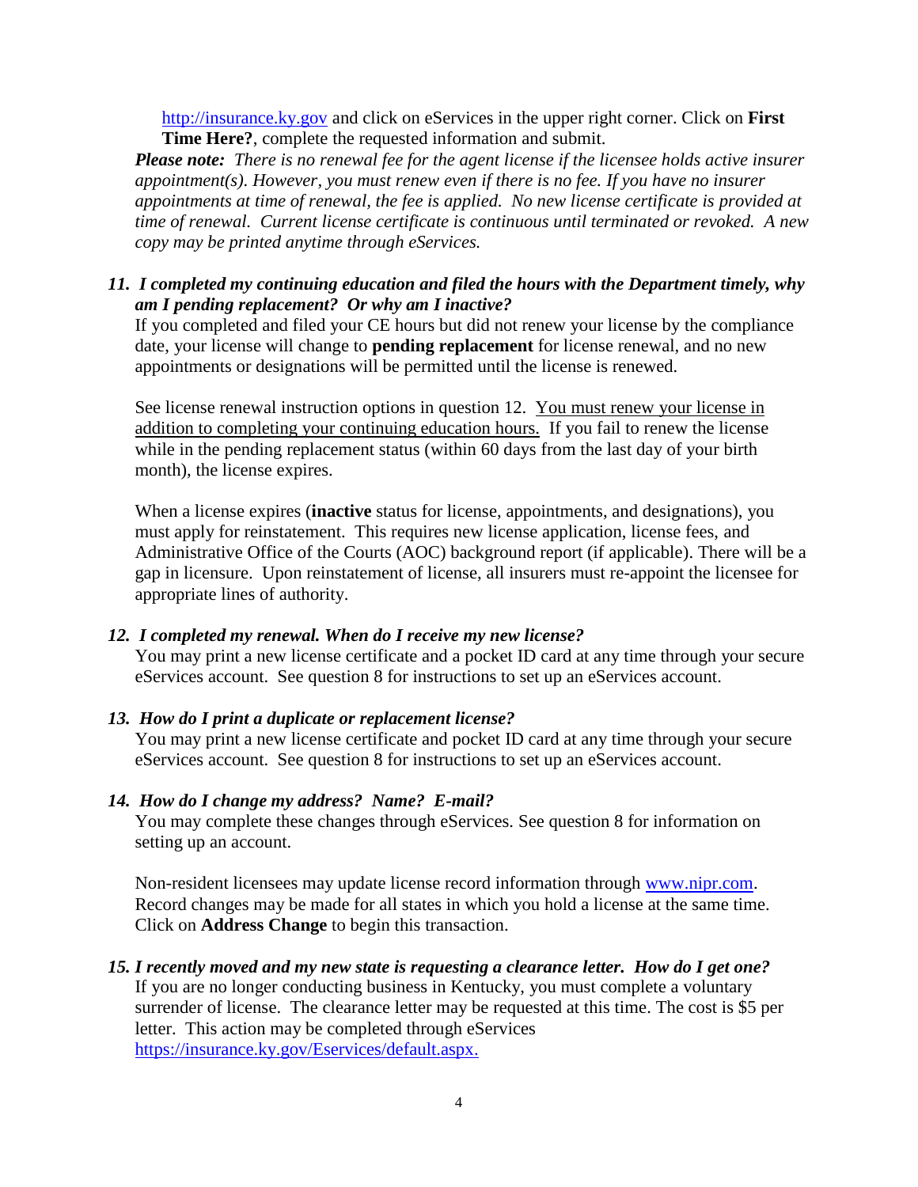http://insurance.ky.gov and click on eServices in the upper right corner. Click on **First Time Here?**, complete the requested information and submit.

***Please note:*** *There is no renewal fee for the agent license if the licensee holds active insurer appointment(s). However, you must renew even if there is no fee. If you have no insurer appointments at time of renewal, the fee is applied. No new license certificate is provided at time of renewal. Current license certificate is continuous until terminated or revoked. A new copy may be printed anytime through eServices.*

***11. I completed my continuing education and filed the hours with the Department timely, why am I pending replacement? Or why am I inactive?***

If you completed and filed your CE hours but did not renew your license by the compliance date, your license will change to **pending replacement** for license renewal, and no new appointments or designations will be permitted until the license is renewed.

See license renewal instruction options in question 12. <u>You must renew your license in addition to completing your continuing education hours.</u> If you fail to renew the license while in the pending replacement status (within 60 days from the last day of your birth month), the license expires.

When a license expires (**inactive** status for license, appointments, and designations), you must apply for reinstatement. This requires new license application, license fees, and Administrative Office of the Courts (AOC) background report (if applicable). There will be a gap in licensure. Upon reinstatement of license, all insurers must re-appoint the licensee for appropriate lines of authority.

***12. I completed my renewal. When do I receive my new license?***

You may print a new license certificate and a pocket ID card at any time through your secure eServices account. See question 8 for instructions to set up an eServices account.

***13. How do I print a duplicate or replacement license?***

You may print a new license certificate and pocket ID card at any time through your secure eServices account. See question 8 for instructions to set up an eServices account.

***14. How do I change my address? Name? E-mail?***

You may complete these changes through eServices. See question 8 for information on setting up an account.

Non-resident licensees may update license record information through www.nipr.com. Record changes may be made for all states in which you hold a license at the same time. Click on **Address Change** to begin this transaction.

***15. I recently moved and my new state is requesting a clearance letter. How do I get one?***

If you are no longer conducting business in Kentucky, you must complete a voluntary surrender of license. The clearance letter may be requested at this time. The cost is $5 per letter. This action may be completed through eServices https://insurance.ky.gov/Eservices/default.aspx.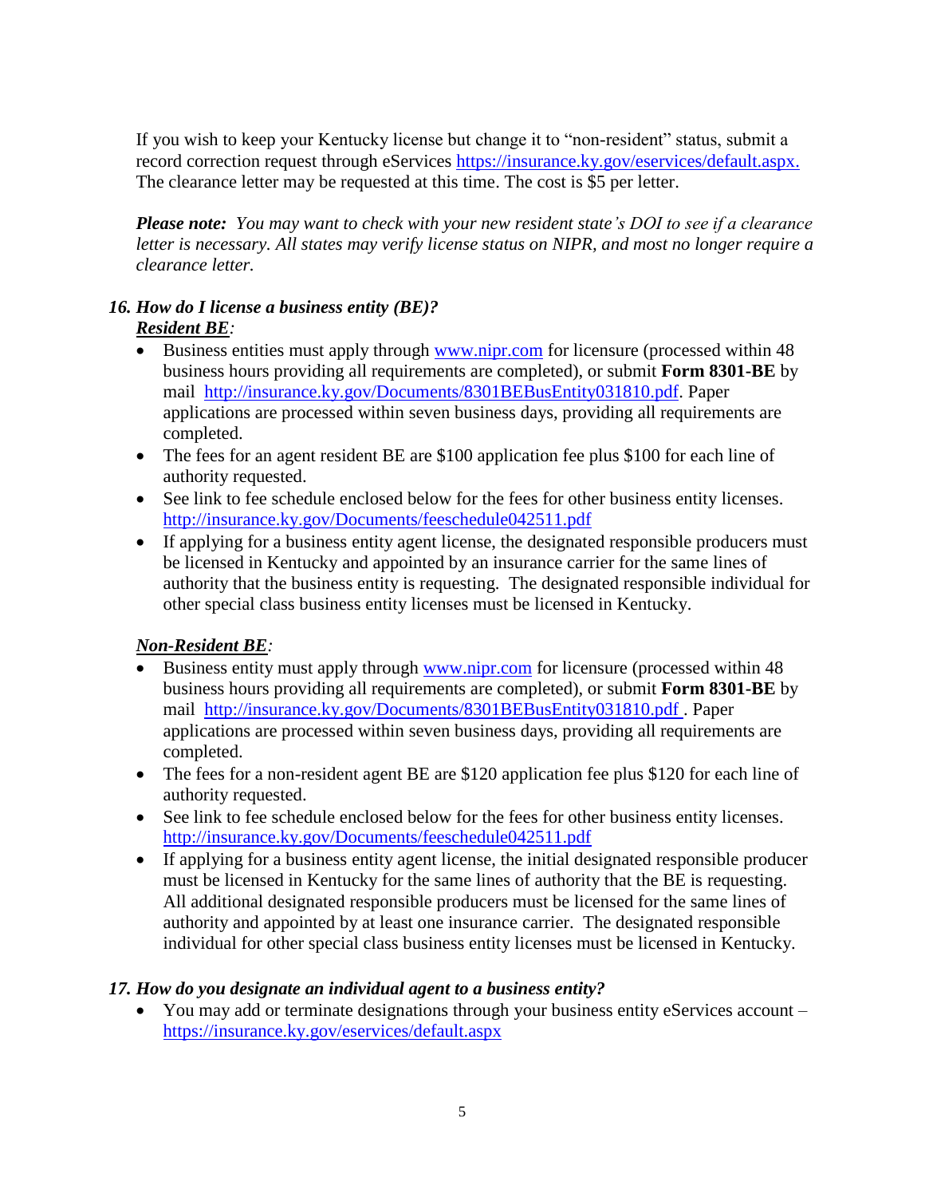If you wish to keep your Kentucky license but change it to "non-resident" status, submit a record correction request through eServices https://insurance.ky.gov/eservices/default.aspx. The clearance letter may be requested at this time. The cost is $5 per letter.

***Please note:*** *You may want to check with your new resident state's DOI to see if a clearance letter is necessary. All states may verify license status on NIPR, and most no longer require a clearance letter.*

### *16. How do I license a business entity (BE)?*

***<u>Resident BE</u>:***

- Business entities must apply through www.nipr.com for licensure (processed within 48 business hours providing all requirements are completed), or submit **Form 8301-BE** by mail http://insurance.ky.gov/Documents/8301BEBusEntity031810.pdf. Paper applications are processed within seven business days, providing all requirements are completed.
- The fees for an agent resident BE are $100 application fee plus $100 for each line of authority requested.
- See link to fee schedule enclosed below for the fees for other business entity licenses. http://insurance.ky.gov/Documents/feeschedule042511.pdf
- If applying for a business entity agent license, the designated responsible producers must be licensed in Kentucky and appointed by an insurance carrier for the same lines of authority that the business entity is requesting. The designated responsible individual for other special class business entity licenses must be licensed in Kentucky.

***<u>Non-Resident BE</u>:***

- Business entity must apply through www.nipr.com for licensure (processed within 48 business hours providing all requirements are completed), or submit **Form 8301-BE** by mail http://insurance.ky.gov/Documents/8301BEBusEntity031810.pdf . Paper applications are processed within seven business days, providing all requirements are completed.
- The fees for a non-resident agent BE are $120 application fee plus $120 for each line of authority requested.
- See link to fee schedule enclosed below for the fees for other business entity licenses. http://insurance.ky.gov/Documents/feeschedule042511.pdf
- If applying for a business entity agent license, the initial designated responsible producer must be licensed in Kentucky for the same lines of authority that the BE is requesting. All additional designated responsible producers must be licensed for the same lines of authority and appointed by at least one insurance carrier. The designated responsible individual for other special class business entity licenses must be licensed in Kentucky.

### *17. How do you designate an individual agent to a business entity?*

- You may add or terminate designations through your business entity eServices account – https://insurance.ky.gov/eservices/default.aspx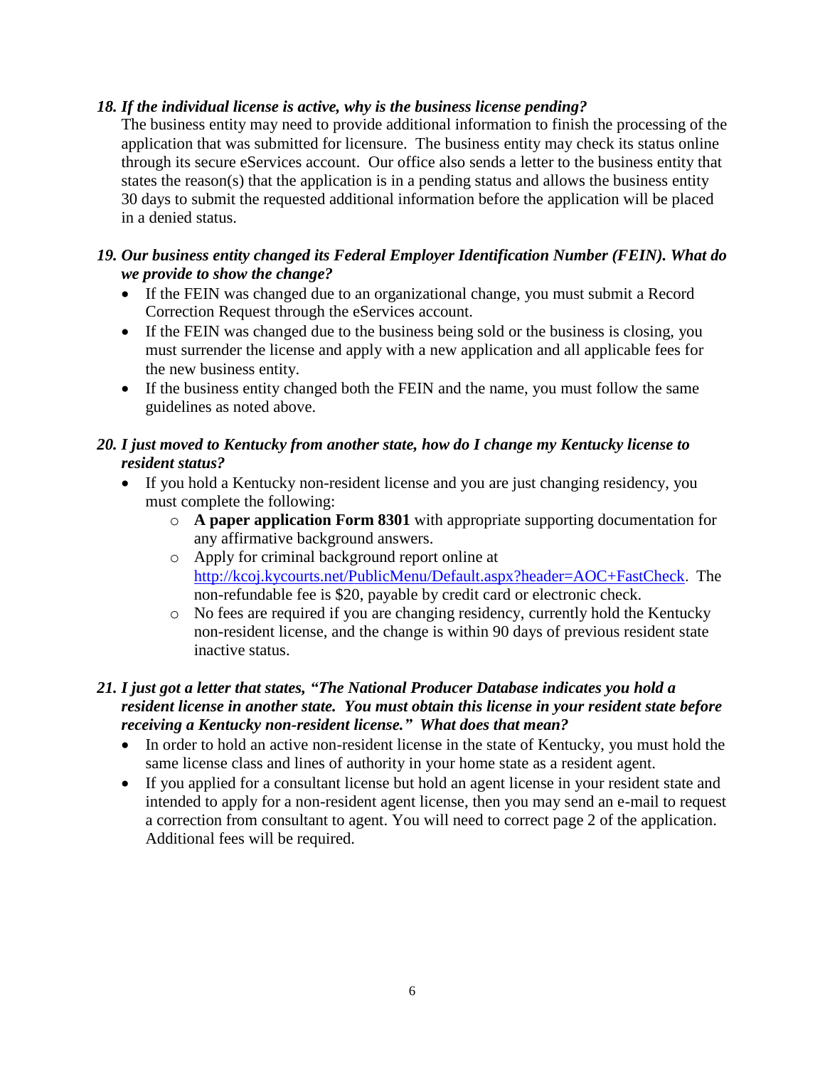***18. If the individual license is active, why is the business license pending?***

The business entity may need to provide additional information to finish the processing of the application that was submitted for licensure. The business entity may check its status online through its secure eServices account. Our office also sends a letter to the business entity that states the reason(s) that the application is in a pending status and allows the business entity 30 days to submit the requested additional information before the application will be placed in a denied status.

***19. Our business entity changed its Federal Employer Identification Number (FEIN). What do we provide to show the change?***

- If the FEIN was changed due to an organizational change, you must submit a Record Correction Request through the eServices account.
- If the FEIN was changed due to the business being sold or the business is closing, you must surrender the license and apply with a new application and all applicable fees for the new business entity.
- If the business entity changed both the FEIN and the name, you must follow the same guidelines as noted above.

***20. I just moved to Kentucky from another state, how do I change my Kentucky license to resident status?***

- If you hold a Kentucky non-resident license and you are just changing residency, you must complete the following:
  - **A paper application Form 8301** with appropriate supporting documentation for any affirmative background answers.
  - Apply for criminal background report online at [http://kcoj.kycourts.net/PublicMenu/Default.aspx?header=AOC+FastCheck](http://kcoj.kycourts.net/PublicMenu/Default.aspx?header=AOC+FastCheck). The non-refundable fee is $20, payable by credit card or electronic check.
  - No fees are required if you are changing residency, currently hold the Kentucky non-resident license, and the change is within 90 days of previous resident state inactive status.

***21. I just got a letter that states, "The National Producer Database indicates you hold a resident license in another state. You must obtain this license in your resident state before receiving a Kentucky non-resident license." What does that mean?***

- In order to hold an active non-resident license in the state of Kentucky, you must hold the same license class and lines of authority in your home state as a resident agent.
- If you applied for a consultant license but hold an agent license in your resident state and intended to apply for a non-resident agent license, then you may send an e-mail to request a correction from consultant to agent. You will need to correct page 2 of the application. Additional fees will be required.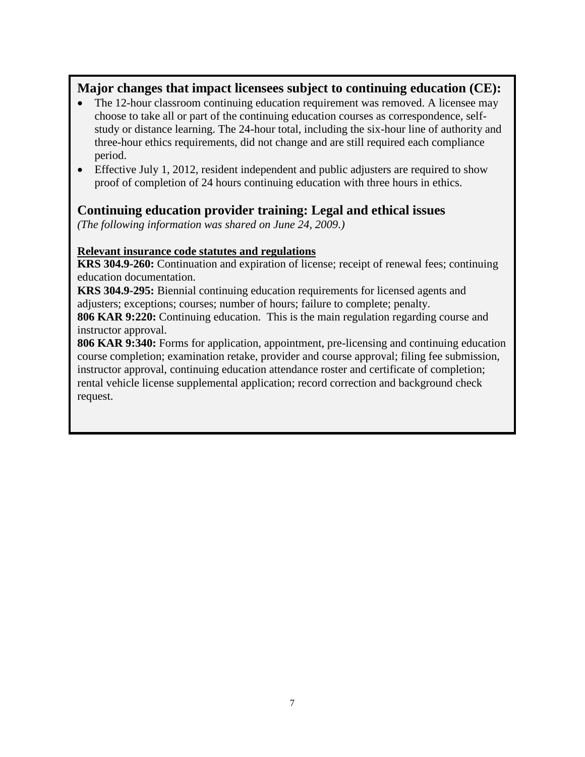## Major changes that impact licensees subject to continuing education (CE):

- The 12-hour classroom continuing education requirement was removed. A licensee may choose to take all or part of the continuing education courses as correspondence, self-study or distance learning. The 24-hour total, including the six-hour line of authority and three-hour ethics requirements, did not change and are still required each compliance period.
- Effective July 1, 2012, resident independent and public adjusters are required to show proof of completion of 24 hours continuing education with three hours in ethics.

## Continuing education provider training: Legal and ethical issues

*(The following information was shared on June 24, 2009.)*

**Relevant insurance code statutes and regulations**

**KRS 304.9-260:** Continuation and expiration of license; receipt of renewal fees; continuing education documentation.

**KRS 304.9-295:** Biennial continuing education requirements for licensed agents and adjusters; exceptions; courses; number of hours; failure to complete; penalty.

**806 KAR 9:220:** Continuing education. This is the main regulation regarding course and instructor approval.

**806 KAR 9:340:** Forms for application, appointment, pre-licensing and continuing education course completion; examination retake, provider and course approval; filing fee submission, instructor approval, continuing education attendance roster and certificate of completion; rental vehicle license supplemental application; record correction and background check request.